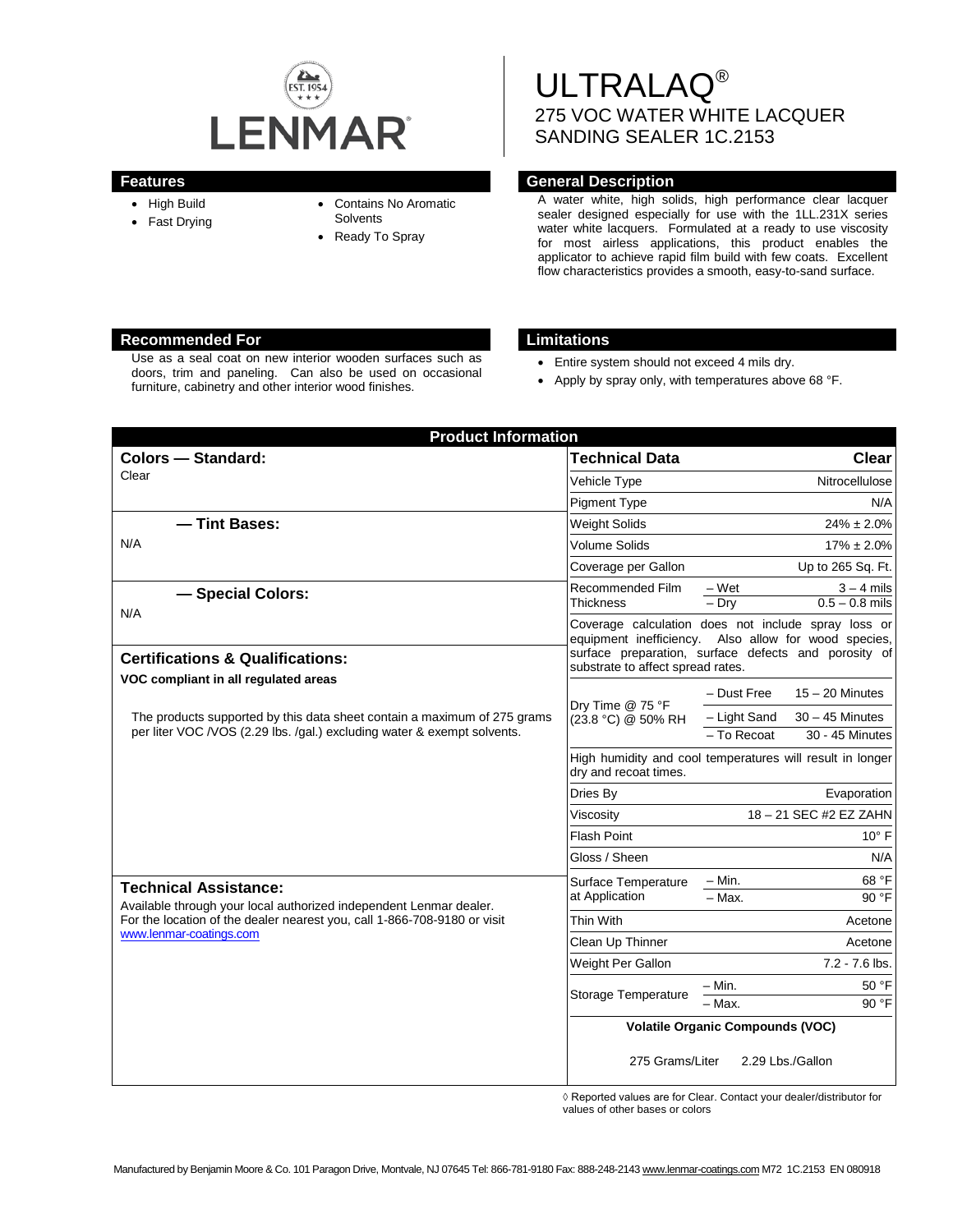LENMAR

# ULTRALAQ®

## 275 VOC WATER WHITE LACQUER SANDING SEALER 1C.2153

### Features

- High Build
- Fast Drying
- Contains No Aromatic Solvents
- Ready To Spray

### General Description

A water white, high solids, high performance clear lacquer sealer designed especially for use with the 1LL.231X series water white lacquers. Formulated at a ready to use viscosity for most airless applications, this product enables the applicator to achieve rapid film build with few coats. Excellent flow characteristics provides a smooth, easy-to-sand surface.

### Recommended For

Use as a seal coat on new interior wooden surfaces such as doors, trim and paneling. Can also be used on occasional furniture, cabinetry and other interior wood finishes.

### Limitations

- Entire system should not exceed 4 mils dry.
- Apply by spray only, with temperatures above 68 °F.

## Product Information

**Colors — Standard:**
Clear

**— Tint Bases:**
N/A

**— Special Colors:**
N/A

**Certifications & Qualifications:**

**VOC compliant in all regulated areas**

The products supported by this data sheet contain a maximum of 275 grams per liter VOC /VOS (2.29 lbs. /gal.) excluding water & exempt solvents.

**Technical Assistance:**
Available through your local authorized independent Lenmar dealer. For the location of the dealer nearest you, call 1-866-708-9180 or visit www.lenmar-coatings.com

| Technical Data | | Clear |
|---|---|---|
| Vehicle Type | | Nitrocellulose |
| Pigment Type | | N/A |
| Weight Solids | | 24% ± 2.0% |
| Volume Solids | | 17% ± 2.0% |
| Coverage per Gallon | | Up to 265 Sq. Ft. |
| Recommended Film Thickness | – Wet | 3 – 4 mils |
| | – Dry | 0.5 – 0.8 mils |
| Coverage calculation does not include spray loss or equipment inefficiency. Also allow for wood species, surface preparation, surface defects and porosity of substrate to affect spread rates. | | |
| Dry Time @ 75 °F (23.8 °C) @ 50% RH | – Dust Free | 15 – 20 Minutes |
| | – Light Sand | 30 – 45 Minutes |
| | – To Recoat | 30 - 45 Minutes |
| High humidity and cool temperatures will result in longer dry and recoat times. | | |
| Dries By | | Evaporation |
| Viscosity | | 18 – 21 SEC #2 EZ ZAHN |
| Flash Point | | 10° F |
| Gloss / Sheen | | N/A |
| Surface Temperature at Application | – Min. | 68 °F |
| | – Max. | 90 °F |
| Thin With | | Acetone |
| Clean Up Thinner | | Acetone |
| Weight Per Gallon | | 7.2 - 7.6 lbs. |
| Storage Temperature | – Min. | 50 °F |
| | – Max. | 90 °F |
| **Volatile Organic Compounds (VOC)** | | |
| 275 Grams/Liter | | 2.29 Lbs./Gallon |

◊ Reported values are for Clear. Contact your dealer/distributor for values of other bases or colors

Manufactured by Benjamin Moore & Co. 101 Paragon Drive, Montvale, NJ 07645 Tel: 866-781-9180 Fax: 888-248-2143 www.lenmar-coatings.com M72 1C.2153 EN 080918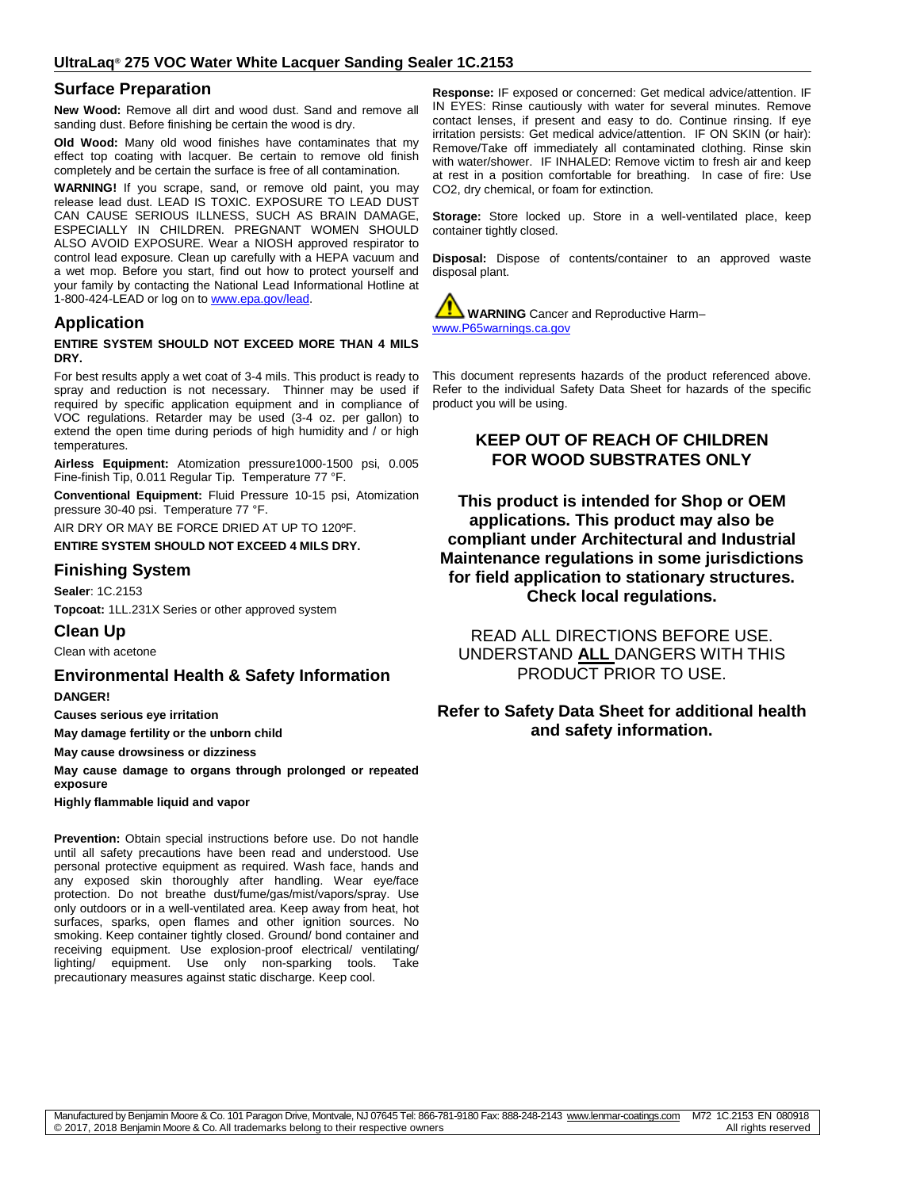# UltraLaq® 275 VOC Water White Lacquer Sanding Sealer 1C.2153

## Surface Preparation

**New Wood:** Remove all dirt and wood dust. Sand and remove all sanding dust. Before finishing be certain the wood is dry.

**Old Wood:** Many old wood finishes have contaminates that my effect top coating with lacquer. Be certain to remove old finish completely and be certain the surface is free of all contamination.

**WARNING!** If you scrape, sand, or remove old paint, you may release lead dust. LEAD IS TOXIC. EXPOSURE TO LEAD DUST CAN CAUSE SERIOUS ILLNESS, SUCH AS BRAIN DAMAGE, ESPECIALLY IN CHILDREN. PREGNANT WOMEN SHOULD ALSO AVOID EXPOSURE. Wear a NIOSH approved respirator to control lead exposure. Clean up carefully with a HEPA vacuum and a wet mop. Before you start, find out how to protect yourself and your family by contacting the National Lead Informational Hotline at 1-800-424-LEAD or log on to www.epa.gov/lead.

## Application

**ENTIRE SYSTEM SHOULD NOT EXCEED MORE THAN 4 MILS DRY.**

For best results apply a wet coat of 3-4 mils. This product is ready to spray and reduction is not necessary. Thinner may be used if required by specific application equipment and in compliance of VOC regulations. Retarder may be used (3-4 oz. per gallon) to extend the open time during periods of high humidity and / or high temperatures.

**Airless Equipment:** Atomization pressure1000-1500 psi, 0.005 Fine-finish Tip, 0.011 Regular Tip. Temperature 77 °F.

**Conventional Equipment:** Fluid Pressure 10-15 psi, Atomization pressure 30-40 psi. Temperature 77 °F.

AIR DRY OR MAY BE FORCE DRIED AT UP TO 120ºF.

**ENTIRE SYSTEM SHOULD NOT EXCEED 4 MILS DRY.**

## Finishing System

**Sealer**: 1C.2153

**Topcoat:** 1LL.231X Series or other approved system

## Clean Up

Clean with acetone

## Environmental Health & Safety Information

**DANGER!**

**Causes serious eye irritation**

**May damage fertility or the unborn child**

**May cause drowsiness or dizziness**

**May cause damage to organs through prolonged or repeated exposure**

**Highly flammable liquid and vapor**

**Prevention:** Obtain special instructions before use. Do not handle until all safety precautions have been read and understood. Use personal protective equipment as required. Wash face, hands and any exposed skin thoroughly after handling. Wear eye/face protection. Do not breathe dust/fume/gas/mist/vapors/spray. Use only outdoors or in a well-ventilated area. Keep away from heat, hot surfaces, sparks, open flames and other ignition sources. No smoking. Keep container tightly closed. Ground/ bond container and receiving equipment. Use explosion-proof electrical/ ventilating/ lighting/ equipment. Use only non-sparking tools. Take precautionary measures against static discharge. Keep cool.

**Response:** IF exposed or concerned: Get medical advice/attention. IF IN EYES: Rinse cautiously with water for several minutes. Remove contact lenses, if present and easy to do. Continue rinsing. If eye irritation persists: Get medical advice/attention. IF ON SKIN (or hair): Remove/Take off immediately all contaminated clothing. Rinse skin with water/shower. IF INHALED: Remove victim to fresh air and keep at rest in a position comfortable for breathing. In case of fire: Use CO2, dry chemical, or foam for extinction.

**Storage:** Store locked up. Store in a well-ventilated place, keep container tightly closed.

**Disposal:** Dispose of contents/container to an approved waste disposal plant.

**WARNING** Cancer and Reproductive Harm– www.P65warnings.ca.gov

This document represents hazards of the product referenced above. Refer to the individual Safety Data Sheet for hazards of the specific product you will be using.

**KEEP OUT OF REACH OF CHILDREN**
**FOR WOOD SUBSTRATES ONLY**

**This product is intended for Shop or OEM applications. This product may also be compliant under Architectural and Industrial Maintenance regulations in some jurisdictions for field application to stationary structures. Check local regulations.**

READ ALL DIRECTIONS BEFORE USE. UNDERSTAND **ALL** DANGERS WITH THIS PRODUCT PRIOR TO USE.

**Refer to Safety Data Sheet for additional health and safety information.**

Manufactured by Benjamin Moore & Co. 101 Paragon Drive, Montvale, NJ 07645 Tel: 866-781-9180 Fax: 888-248-2143 www.lenmar-coatings.com M72 1C.2153 EN 080918
© 2017, 2018 Benjamin Moore & Co. All trademarks belong to their respective owners All rights reserved